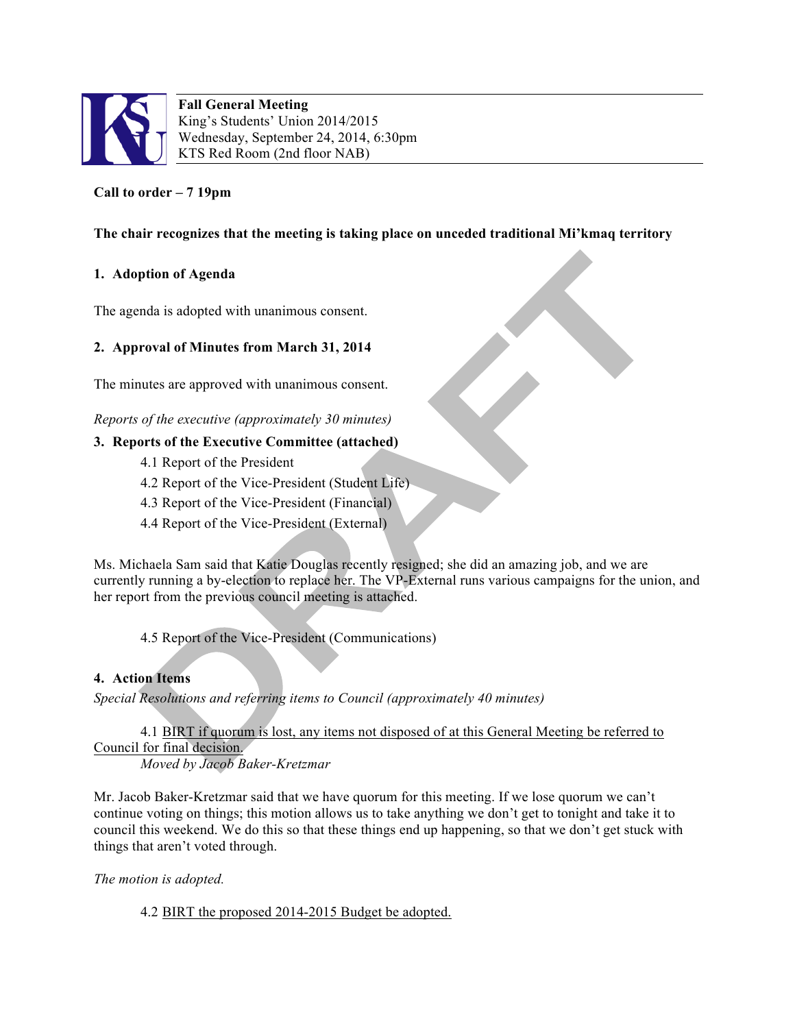**Fall General Meeting**
King's Students' Union 2014/2015
Wednesday, September 24, 2014, 6:30pm
KTS Red Room (2nd floor NAB)

**Call to order – 7 19pm**

**The chair recognizes that the meeting is taking place on unceded traditional Mi'kmaq territory**

**1. Adoption of Agenda**

The agenda is adopted with unanimous consent.

**2. Approval of Minutes from March 31, 2014**

The minutes are approved with unanimous consent.

*Reports of the executive (approximately 30 minutes)*

**3. Reports of the Executive Committee (attached)**

4.1 Report of the President
4.2 Report of the Vice-President (Student Life)
4.3 Report of the Vice-President (Financial)
4.4 Report of the Vice-President (External)

Ms. Michaela Sam said that Katie Douglas recently resigned; she did an amazing job, and we are currently running a by-election to replace her. The VP-External runs various campaigns for the union, and her report from the previous council meeting is attached.

4.5 Report of the Vice-President (Communications)

**4. Action Items**

*Special Resolutions and referring items to Council (approximately 40 minutes)*

4.1 BIRT if quorum is lost, any items not disposed of at this General Meeting be referred to Council for final decision.
*Moved by Jacob Baker-Kretzmar*

Mr. Jacob Baker-Kretzmar said that we have quorum for this meeting. If we lose quorum we can't continue voting on things; this motion allows us to take anything we don't get to tonight and take it to council this weekend. We do this so that these things end up happening, so that we don't get stuck with things that aren't voted through.

*The motion is adopted.*

4.2 BIRT the proposed 2014-2015 Budget be adopted.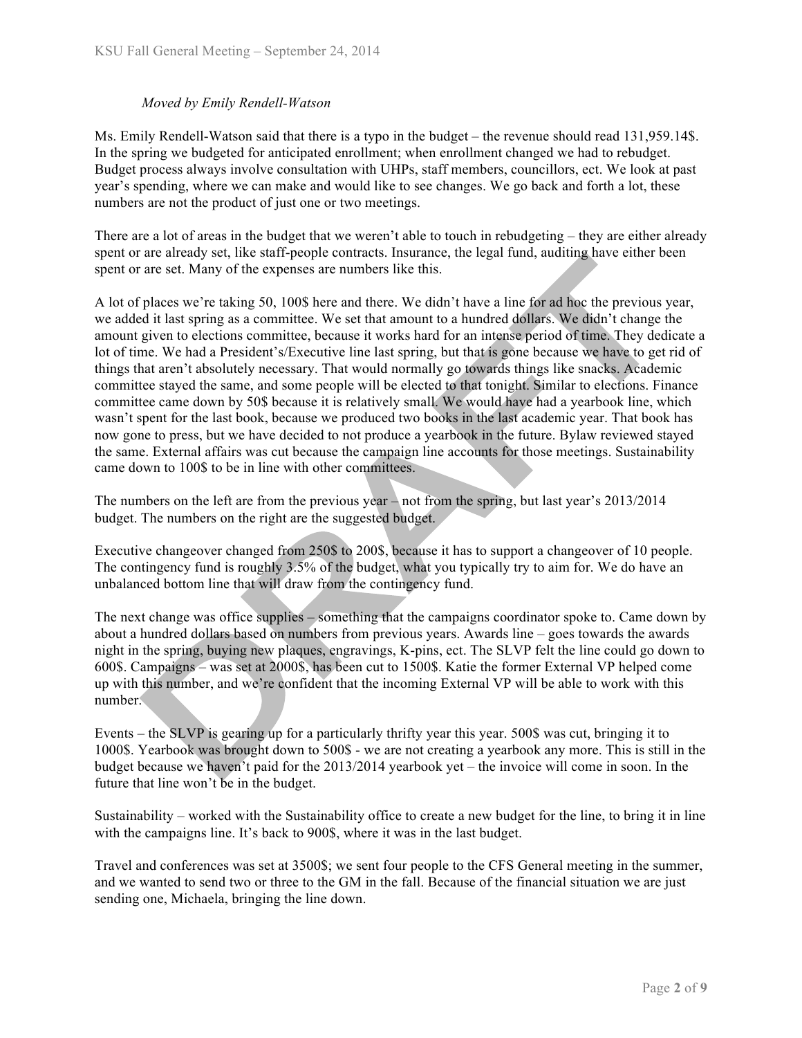*Moved by Emily Rendell-Watson*

Ms. Emily Rendell-Watson said that there is a typo in the budget – the revenue should read 131,959.14$. In the spring we budgeted for anticipated enrollment; when enrollment changed we had to rebudget. Budget process always involve consultation with UHPs, staff members, councillors, ect. We look at past year's spending, where we can make and would like to see changes. We go back and forth a lot, these numbers are not the product of just one or two meetings.

There are a lot of areas in the budget that we weren't able to touch in rebudgeting – they are either already spent or are already set, like staff-people contracts. Insurance, the legal fund, auditing have either been spent or are set. Many of the expenses are numbers like this.

A lot of places we're taking 50, 100$ here and there. We didn't have a line for ad hoc the previous year, we added it last spring as a committee. We set that amount to a hundred dollars. We didn't change the amount given to elections committee, because it works hard for an intense period of time. They dedicate a lot of time. We had a President's/Executive line last spring, but that is gone because we have to get rid of things that aren't absolutely necessary. That would normally go towards things like snacks. Academic committee stayed the same, and some people will be elected to that tonight. Similar to elections. Finance committee came down by 50$ because it is relatively small. We would have had a yearbook line, which wasn't spent for the last book, because we produced two books in the last academic year. That book has now gone to press, but we have decided to not produce a yearbook in the future. Bylaw reviewed stayed the same. External affairs was cut because the campaign line accounts for those meetings. Sustainability came down to 100$ to be in line with other committees.

The numbers on the left are from the previous year – not from the spring, but last year's 2013/2014 budget. The numbers on the right are the suggested budget.

Executive changeover changed from 250$ to 200$, because it has to support a changeover of 10 people. The contingency fund is roughly 3.5% of the budget, what you typically try to aim for. We do have an unbalanced bottom line that will draw from the contingency fund.

The next change was office supplies – something that the campaigns coordinator spoke to. Came down by about a hundred dollars based on numbers from previous years. Awards line – goes towards the awards night in the spring, buying new plaques, engravings, K-pins, ect. The SLVP felt the line could go down to 600$. Campaigns – was set at 2000$, has been cut to 1500$. Katie the former External VP helped come up with this number, and we're confident that the incoming External VP will be able to work with this number.

Events – the SLVP is gearing up for a particularly thrifty year this year. 500$ was cut, bringing it to 1000$. Yearbook was brought down to 500$ - we are not creating a yearbook any more. This is still in the budget because we haven't paid for the 2013/2014 yearbook yet – the invoice will come in soon. In the future that line won't be in the budget.

Sustainability – worked with the Sustainability office to create a new budget for the line, to bring it in line with the campaigns line. It's back to 900$, where it was in the last budget.

Travel and conferences was set at 3500$; we sent four people to the CFS General meeting in the summer, and we wanted to send two or three to the GM in the fall. Because of the financial situation we are just sending one, Michaela, bringing the line down.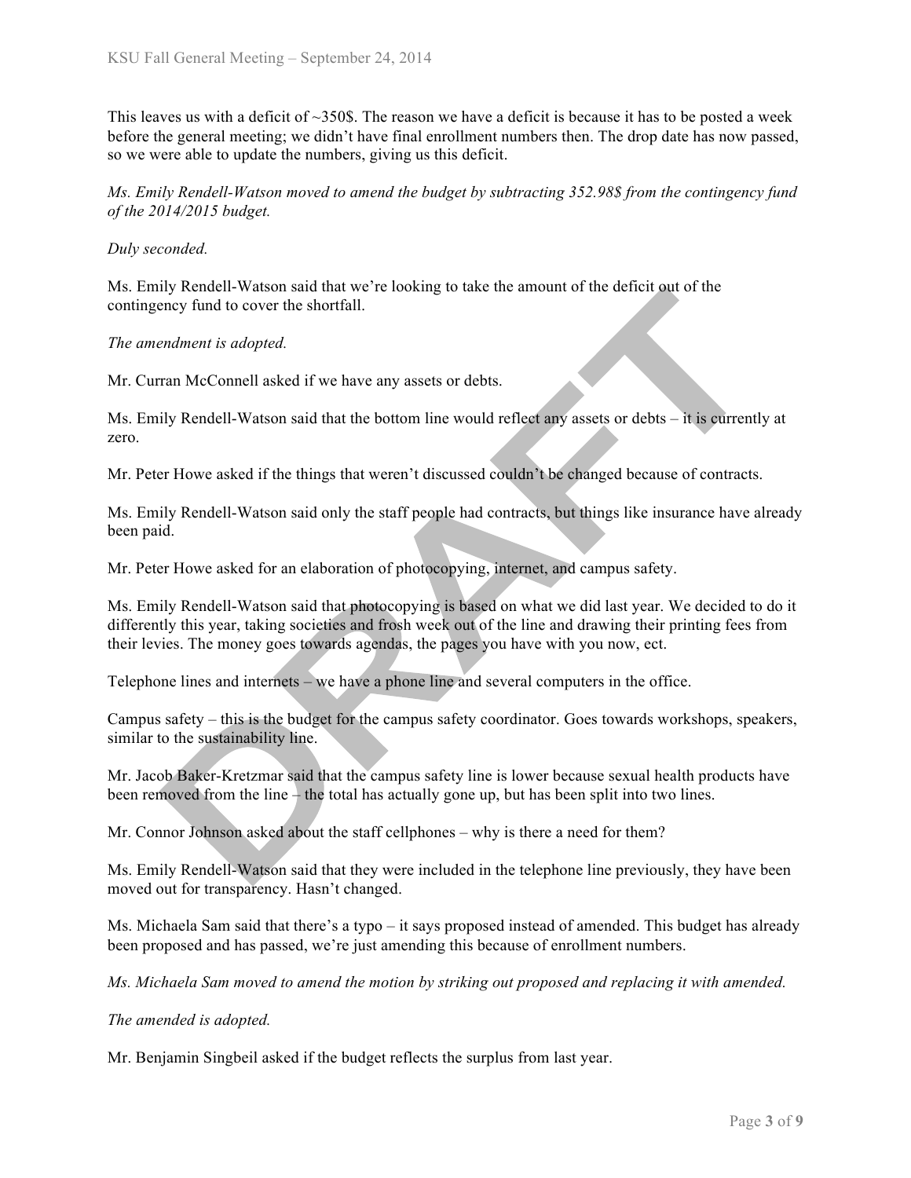This leaves us with a deficit of ~350$. The reason we have a deficit is because it has to be posted a week before the general meeting; we didn't have final enrollment numbers then. The drop date has now passed, so we were able to update the numbers, giving us this deficit.

*Ms. Emily Rendell-Watson moved to amend the budget by subtracting 352.98$ from the contingency fund of the 2014/2015 budget.*

*Duly seconded.*

Ms. Emily Rendell-Watson said that we're looking to take the amount of the deficit out of the contingency fund to cover the shortfall.

*The amendment is adopted.*

Mr. Curran McConnell asked if we have any assets or debts.

Ms. Emily Rendell-Watson said that the bottom line would reflect any assets or debts – it is currently at zero.

Mr. Peter Howe asked if the things that weren't discussed couldn't be changed because of contracts.

Ms. Emily Rendell-Watson said only the staff people had contracts, but things like insurance have already been paid.

Mr. Peter Howe asked for an elaboration of photocopying, internet, and campus safety.

Ms. Emily Rendell-Watson said that photocopying is based on what we did last year. We decided to do it differently this year, taking societies and frosh week out of the line and drawing their printing fees from their levies. The money goes towards agendas, the pages you have with you now, ect.

Telephone lines and internets – we have a phone line and several computers in the office.

Campus safety – this is the budget for the campus safety coordinator. Goes towards workshops, speakers, similar to the sustainability line.

Mr. Jacob Baker-Kretzmar said that the campus safety line is lower because sexual health products have been removed from the line – the total has actually gone up, but has been split into two lines.

Mr. Connor Johnson asked about the staff cellphones – why is there a need for them?

Ms. Emily Rendell-Watson said that they were included in the telephone line previously, they have been moved out for transparency. Hasn't changed.

Ms. Michaela Sam said that there's a typo – it says proposed instead of amended. This budget has already been proposed and has passed, we're just amending this because of enrollment numbers.

*Ms. Michaela Sam moved to amend the motion by striking out proposed and replacing it with amended.*

*The amended is adopted.*

Mr. Benjamin Singbeil asked if the budget reflects the surplus from last year.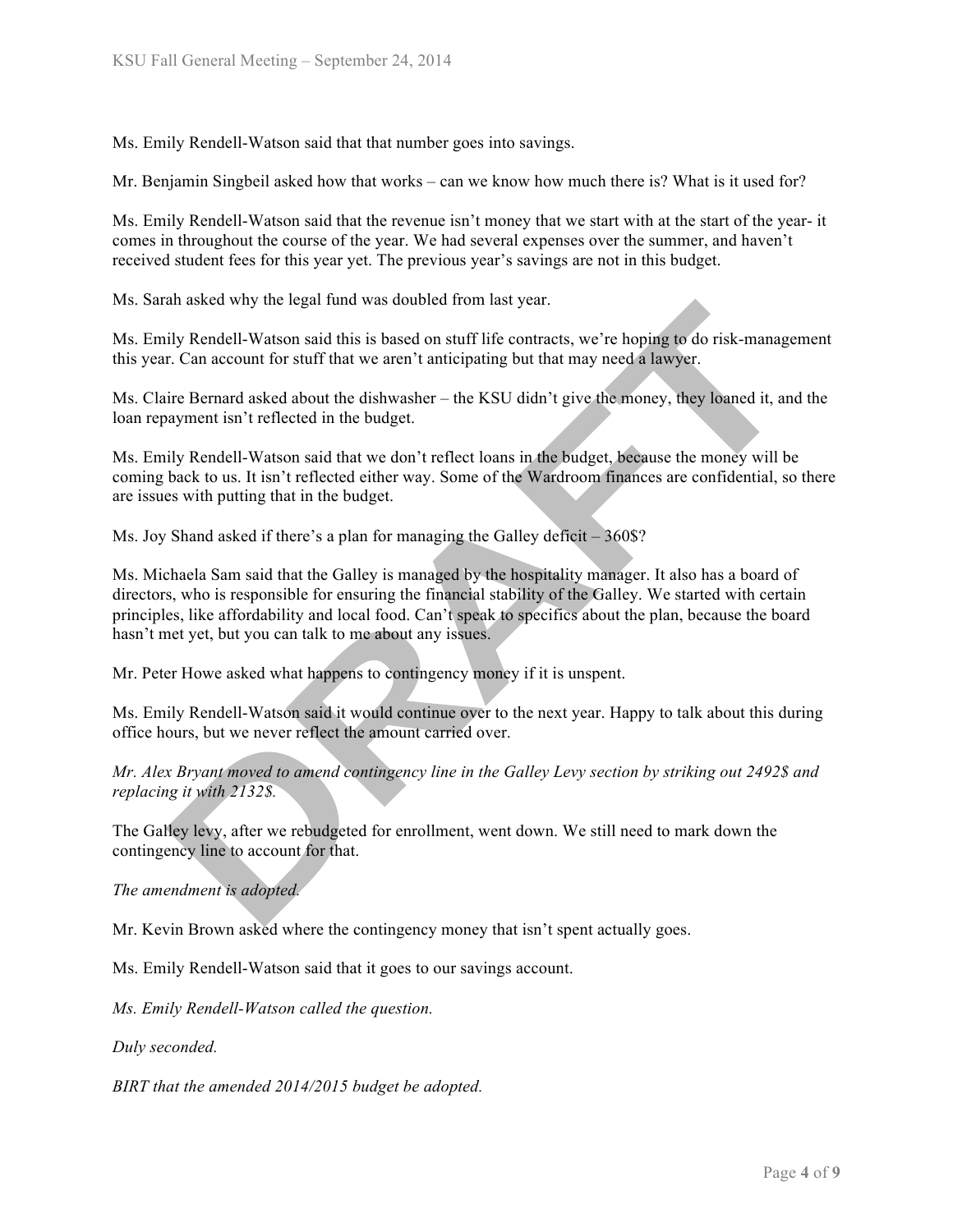Ms. Emily Rendell-Watson said that that number goes into savings.

Mr. Benjamin Singbeil asked how that works – can we know how much there is? What is it used for?

Ms. Emily Rendell-Watson said that the revenue isn't money that we start with at the start of the year- it comes in throughout the course of the year. We had several expenses over the summer, and haven't received student fees for this year yet. The previous year's savings are not in this budget.

Ms. Sarah asked why the legal fund was doubled from last year.

Ms. Emily Rendell-Watson said this is based on stuff life contracts, we're hoping to do risk-management this year. Can account for stuff that we aren't anticipating but that may need a lawyer.

Ms. Claire Bernard asked about the dishwasher – the KSU didn't give the money, they loaned it, and the loan repayment isn't reflected in the budget.

Ms. Emily Rendell-Watson said that we don't reflect loans in the budget, because the money will be coming back to us. It isn't reflected either way. Some of the Wardroom finances are confidential, so there are issues with putting that in the budget.

Ms. Joy Shand asked if there's a plan for managing the Galley deficit – 360$?

Ms. Michaela Sam said that the Galley is managed by the hospitality manager. It also has a board of directors, who is responsible for ensuring the financial stability of the Galley. We started with certain principles, like affordability and local food. Can't speak to specifics about the plan, because the board hasn't met yet, but you can talk to me about any issues.

Mr. Peter Howe asked what happens to contingency money if it is unspent.

Ms. Emily Rendell-Watson said it would continue over to the next year. Happy to talk about this during office hours, but we never reflect the amount carried over.

*Mr. Alex Bryant moved to amend contingency line in the Galley Levy section by striking out 2492$ and replacing it with 2132$.*

The Galley levy, after we rebudgeted for enrollment, went down. We still need to mark down the contingency line to account for that.

*The amendment is adopted.*

Mr. Kevin Brown asked where the contingency money that isn't spent actually goes.

Ms. Emily Rendell-Watson said that it goes to our savings account.

*Ms. Emily Rendell-Watson called the question.*

*Duly seconded.*

*BIRT that the amended 2014/2015 budget be adopted.*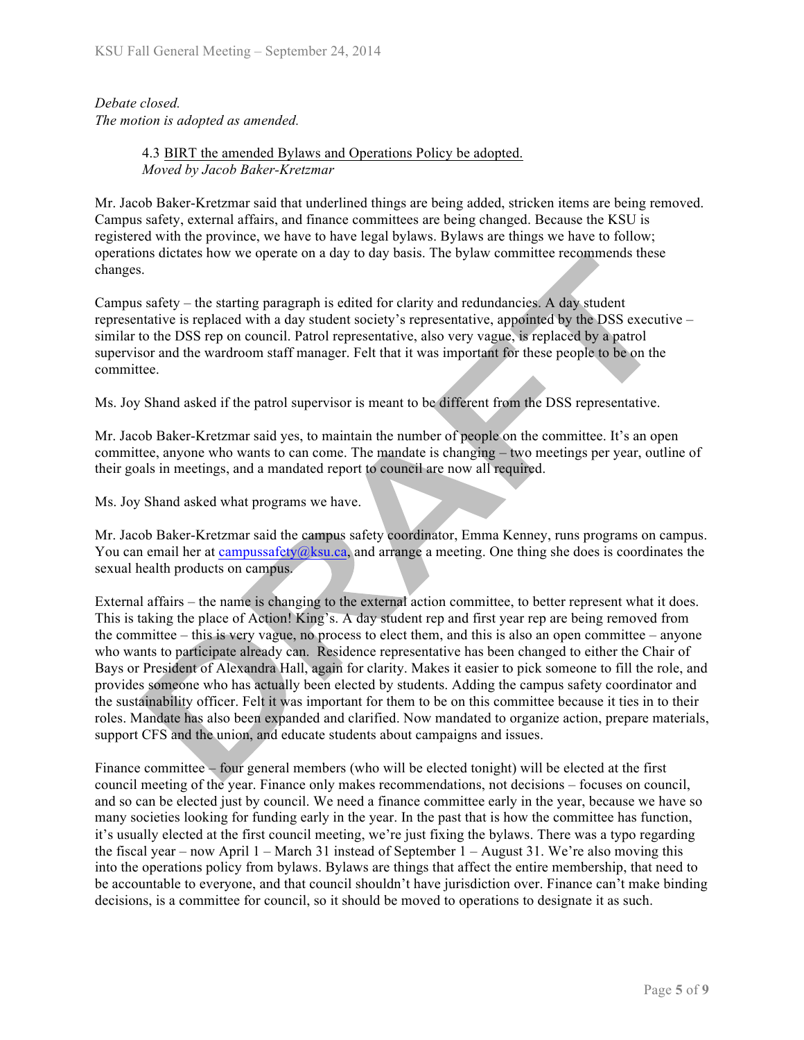*Debate closed.*
*The motion is adopted as amended.*

> 4.3 <u>BIRT the amended Bylaws and Operations Policy be adopted.</u>
> *Moved by Jacob Baker-Kretzmar*

Mr. Jacob Baker-Kretzmar said that underlined things are being added, stricken items are being removed. Campus safety, external affairs, and finance committees are being changed. Because the KSU is registered with the province, we have to have legal bylaws. Bylaws are things we have to follow; operations dictates how we operate on a day to day basis. The bylaw committee recommends these changes.

Campus safety – the starting paragraph is edited for clarity and redundancies. A day student representative is replaced with a day student society's representative, appointed by the DSS executive – similar to the DSS rep on council. Patrol representative, also very vague, is replaced by a patrol supervisor and the wardroom staff manager. Felt that it was important for these people to be on the committee.

Ms. Joy Shand asked if the patrol supervisor is meant to be different from the DSS representative.

Mr. Jacob Baker-Kretzmar said yes, to maintain the number of people on the committee. It's an open committee, anyone who wants to can come. The mandate is changing – two meetings per year, outline of their goals in meetings, and a mandated report to council are now all required.

Ms. Joy Shand asked what programs we have.

Mr. Jacob Baker-Kretzmar said the campus safety coordinator, Emma Kenney, runs programs on campus. You can email her at campussafety@ksu.ca, and arrange a meeting. One thing she does is coordinates the sexual health products on campus.

External affairs – the name is changing to the external action committee, to better represent what it does. This is taking the place of Action! King's. A day student rep and first year rep are being removed from the committee – this is very vague, no process to elect them, and this is also an open committee – anyone who wants to participate already can. Residence representative has been changed to either the Chair of Bays or President of Alexandra Hall, again for clarity. Makes it easier to pick someone to fill the role, and provides someone who has actually been elected by students. Adding the campus safety coordinator and the sustainability officer. Felt it was important for them to be on this committee because it ties in to their roles. Mandate has also been expanded and clarified. Now mandated to organize action, prepare materials, support CFS and the union, and educate students about campaigns and issues.

Finance committee – four general members (who will be elected tonight) will be elected at the first council meeting of the year. Finance only makes recommendations, not decisions – focuses on council, and so can be elected just by council. We need a finance committee early in the year, because we have so many societies looking for funding early in the year. In the past that is how the committee has function, it's usually elected at the first council meeting, we're just fixing the bylaws. There was a typo regarding the fiscal year – now April 1 – March 31 instead of September 1 – August 31. We're also moving this into the operations policy from bylaws. Bylaws are things that affect the entire membership, that need to be accountable to everyone, and that council shouldn't have jurisdiction over. Finance can't make binding decisions, is a committee for council, so it should be moved to operations to designate it as such.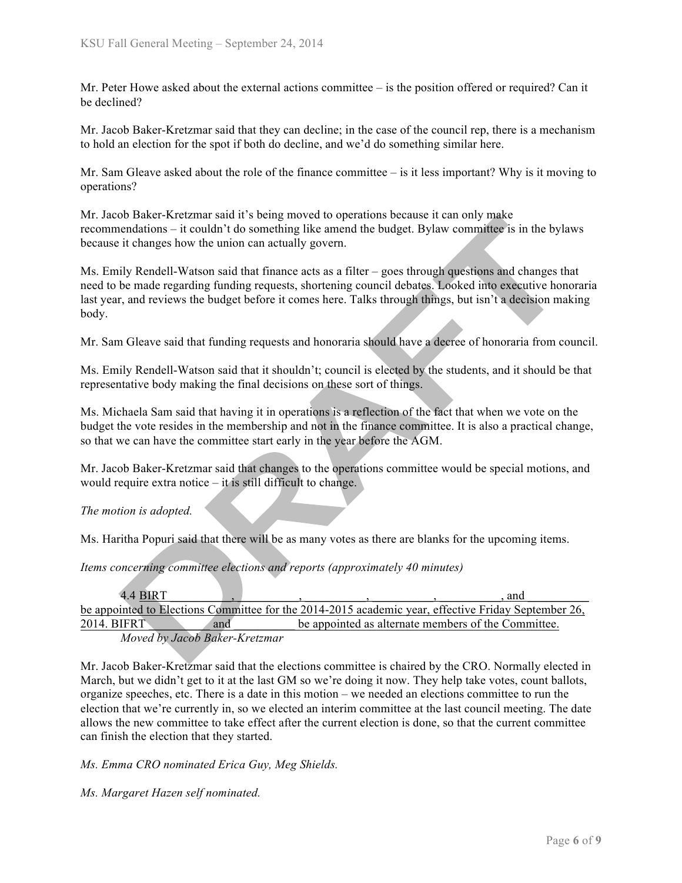Mr. Peter Howe asked about the external actions committee – is the position offered or required? Can it be declined?

Mr. Jacob Baker-Kretzmar said that they can decline; in the case of the council rep, there is a mechanism to hold an election for the spot if both do decline, and we'd do something similar here.

Mr. Sam Gleave asked about the role of the finance committee – is it less important? Why is it moving to operations?

Mr. Jacob Baker-Kretzmar said it's being moved to operations because it can only make recommendations – it couldn't do something like amend the budget. Bylaw committee is in the bylaws because it changes how the union can actually govern.

Ms. Emily Rendell-Watson said that finance acts as a filter – goes through questions and changes that need to be made regarding funding requests, shortening council debates. Looked into executive honoraria last year, and reviews the budget before it comes here. Talks through things, but isn't a decision making body.

Mr. Sam Gleave said that funding requests and honoraria should have a decree of honoraria from council.

Ms. Emily Rendell-Watson said that it shouldn't; council is elected by the students, and it should be that representative body making the final decisions on these sort of things.

Ms. Michaela Sam said that having it in operations is a reflection of the fact that when we vote on the budget the vote resides in the membership and not in the finance committee. It is also a practical change, so that we can have the committee start early in the year before the AGM.

Mr. Jacob Baker-Kretzmar said that changes to the operations committee would be special motions, and would require extra notice – it is still difficult to change.

*The motion is adopted.*

Ms. Haritha Popuri said that there will be as many votes as there are blanks for the upcoming items.

*Items concerning committee elections and reports (approximately 40 minutes)*

4.4 BIRT __________, __________, __________, __________, __________, and __________ be appointed to Elections Committee for the 2014-2015 academic year, effective Friday September 26, 2014. BIFRT __________ and __________ be appointed as alternate members of the Committee.

*Moved by Jacob Baker-Kretzmar*

Mr. Jacob Baker-Kretzmar said that the elections committee is chaired by the CRO. Normally elected in March, but we didn't get to it at the last GM so we're doing it now. They help take votes, count ballots, organize speeches, etc. There is a date in this motion – we needed an elections committee to run the election that we're currently in, so we elected an interim committee at the last council meeting. The date allows the new committee to take effect after the current election is done, so that the current committee can finish the election that they started.

*Ms. Emma CRO nominated Erica Guy, Meg Shields.*

*Ms. Margaret Hazen self nominated.*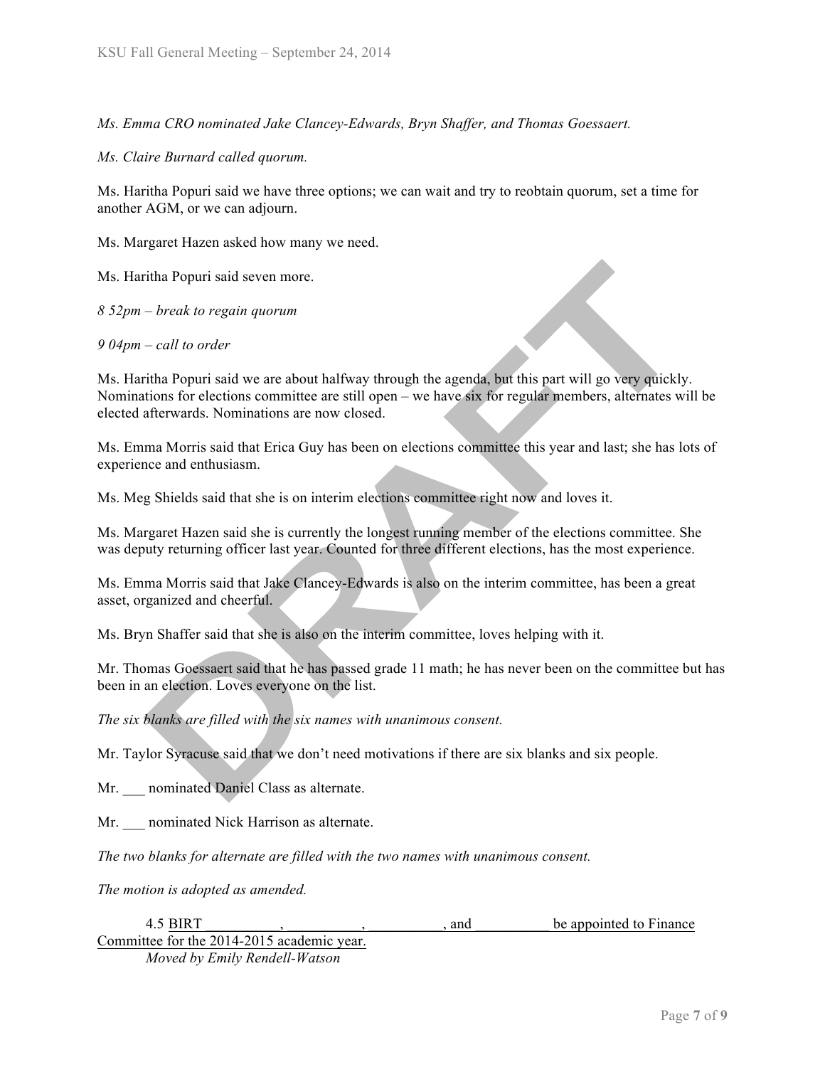*Ms. Emma CRO nominated Jake Clancey-Edwards, Bryn Shaffer, and Thomas Goessaert.*

*Ms. Claire Burnard called quorum.*

Ms. Haritha Popuri said we have three options; we can wait and try to reobtain quorum, set a time for another AGM, or we can adjourn.

Ms. Margaret Hazen asked how many we need.

Ms. Haritha Popuri said seven more.

*8 52pm – break to regain quorum*

*9 04pm – call to order*

Ms. Haritha Popuri said we are about halfway through the agenda, but this part will go very quickly. Nominations for elections committee are still open – we have six for regular members, alternates will be elected afterwards. Nominations are now closed.

Ms. Emma Morris said that Erica Guy has been on elections committee this year and last; she has lots of experience and enthusiasm.

Ms. Meg Shields said that she is on interim elections committee right now and loves it.

Ms. Margaret Hazen said she is currently the longest running member of the elections committee. She was deputy returning officer last year. Counted for three different elections, has the most experience.

Ms. Emma Morris said that Jake Clancey-Edwards is also on the interim committee, has been a great asset, organized and cheerful.

Ms. Bryn Shaffer said that she is also on the interim committee, loves helping with it.

Mr. Thomas Goessaert said that he has passed grade 11 math; he has never been on the committee but has been in an election. Loves everyone on the list.

*The six blanks are filled with the six names with unanimous consent.*

Mr. Taylor Syracuse said that we don't need motivations if there are six blanks and six people.

Mr. ___ nominated Daniel Class as alternate.

Mr. ___ nominated Nick Harrison as alternate.

*The two blanks for alternate are filled with the two names with unanimous consent.*

*The motion is adopted as amended.*

4.5 BIRT __________, __________, __________, and __________ be appointed to Finance Committee for the 2014-2015 academic year.

*Moved by Emily Rendell-Watson*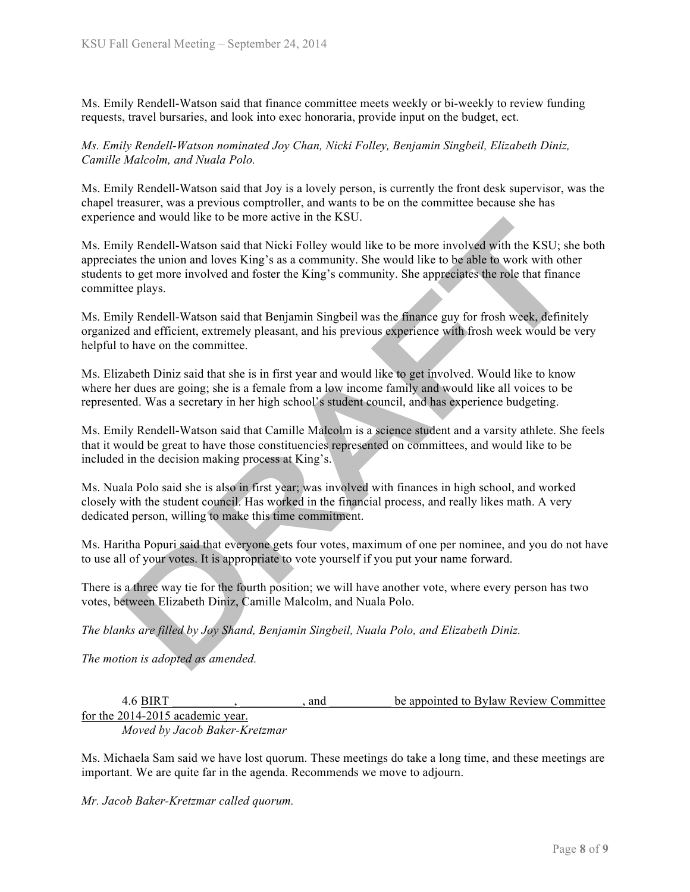Ms. Emily Rendell-Watson said that finance committee meets weekly or bi-weekly to review funding requests, travel bursaries, and look into exec honoraria, provide input on the budget, ect.

*Ms. Emily Rendell-Watson nominated Joy Chan, Nicki Folley, Benjamin Singbeil, Elizabeth Diniz, Camille Malcolm, and Nuala Polo.*

Ms. Emily Rendell-Watson said that Joy is a lovely person, is currently the front desk supervisor, was the chapel treasurer, was a previous comptroller, and wants to be on the committee because she has experience and would like to be more active in the KSU.

Ms. Emily Rendell-Watson said that Nicki Folley would like to be more involved with the KSU; she both appreciates the union and loves King's as a community. She would like to be able to work with other students to get more involved and foster the King's community. She appreciates the role that finance committee plays.

Ms. Emily Rendell-Watson said that Benjamin Singbeil was the finance guy for frosh week, definitely organized and efficient, extremely pleasant, and his previous experience with frosh week would be very helpful to have on the committee.

Ms. Elizabeth Diniz said that she is in first year and would like to get involved. Would like to know where her dues are going; she is a female from a low income family and would like all voices to be represented. Was a secretary in her high school's student council, and has experience budgeting.

Ms. Emily Rendell-Watson said that Camille Malcolm is a science student and a varsity athlete. She feels that it would be great to have those constituencies represented on committees, and would like to be included in the decision making process at King's.

Ms. Nuala Polo said she is also in first year; was involved with finances in high school, and worked closely with the student council. Has worked in the financial process, and really likes math. A very dedicated person, willing to make this time commitment.

Ms. Haritha Popuri said that everyone gets four votes, maximum of one per nominee, and you do not have to use all of your votes. It is appropriate to vote yourself if you put your name forward.

There is a three way tie for the fourth position; we will have another vote, where every person has two votes, between Elizabeth Diniz, Camille Malcolm, and Nuala Polo.

*The blanks are filled by Joy Shand, Benjamin Singbeil, Nuala Polo, and Elizabeth Diniz.*

*The motion is adopted as amended.*

4.6 <u>BIRT \_\_\_\_\_\_\_\_\_\_, \_\_\_\_\_\_\_\_\_\_, and \_\_\_\_\_\_\_\_\_\_ be appointed to Bylaw Review Committee for the 2014-2015 academic year.</u>
*Moved by Jacob Baker-Kretzmar*

Ms. Michaela Sam said we have lost quorum. These meetings do take a long time, and these meetings are important. We are quite far in the agenda. Recommends we move to adjourn.

*Mr. Jacob Baker-Kretzmar called quorum.*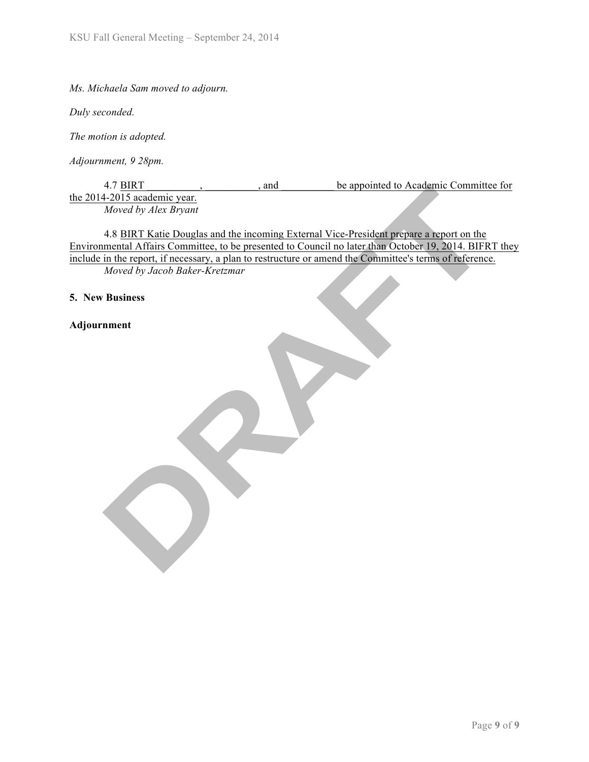*Ms. Michaela Sam moved to adjourn.*

*Duly seconded.*

*The motion is adopted.*

*Adjournment, 9 28pm.*

4.7 BIRT __________, __________, and __________ be appointed to Academic Committee for the 2014-2015 academic year.
*Moved by Alex Bryant*

4.8 BIRT Katie Douglas and the incoming External Vice-President prepare a report on the Environmental Affairs Committee, to be presented to Council no later than October 19, 2014. BIFRT they include in the report, if necessary, a plan to restructure or amend the Committee's terms of reference.
*Moved by Jacob Baker-Kretzmar*

**5. New Business**

**Adjournment**

DRAFT